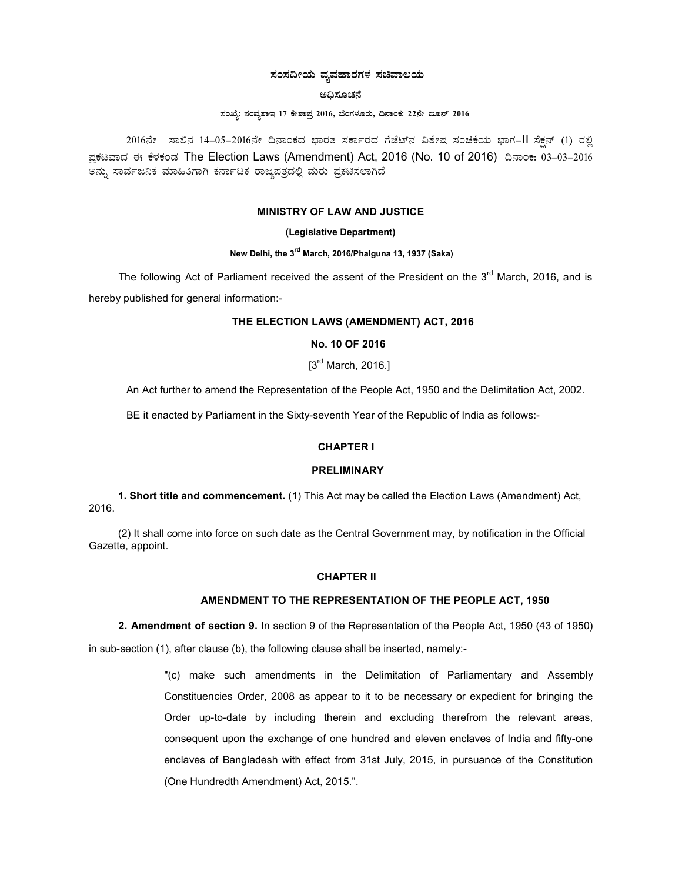# ಸಂಸದೀಯ ವ್ಯವಹಾರಗಳ ಸಚಿವಾಲಯ

## ಅಧಿಸೂಚನೆ

**ಸಂಖ್ಯೆ: ಸಂವ್ಯಶಾಇ 17 ಕೇಶಾಪ್ರ 2016, ಬೆಂಗಳೂರು, ದಿನಾಂಕ: 22ನೇ ಜೂನ್ 2016**

2016ನೇ ಸಾಲಿನ 14-05-2016ನೇ ದಿನಾಂಕದ ಭಾರತ ಸರ್ಕಾರದ ಗೆಜೆಟ್‌ನ ವಿಶೇಷ ಸಂಚಿಕೆಯ ಭಾಗ-II ಸೆಕ್ಷನ್ (1) ರಲ್ಲಿ ಪ್ರಕಟವಾದ ಈ ಕೆಳಕಂಡ The Election Laws (Amendment) Act, 2016 (No. 10 of 2016) ದಿನಾಂಕ: 03-03-2016 ಅನ್ನು ಸಾರ್ವಜನಿಕ ಮಾಹಿತಿಗಾಗಿ ಕರ್ನಾಟಕ ರಾಜ್ಯಪತ್ರದಲ್ಲಿ ಮರು ಪ್ರಕಟಿಸಲಾಗಿದೆ

**MINISTRY OF LAW AND JUSTICE**

**(Legislative Department)**

**New Delhi, the 3rd March, 2016/Phalguna 13, 1937 (Saka)**

The following Act of Parliament received the assent of the President on the 3rd March, 2016, and is hereby published for general information:-

**THE ELECTION LAWS (AMENDMENT) ACT, 2016**

**No. 10 OF 2016**

[3rd March, 2016.]

An Act further to amend the Representation of the People Act, 1950 and the Delimitation Act, 2002.

BE it enacted by Parliament in the Sixty-seventh Year of the Republic of India as follows:-

**CHAPTER I**

**PRELIMINARY**

**1. Short title and commencement.** (1) This Act may be called the Election Laws (Amendment) Act, 2016.

(2) It shall come into force on such date as the Central Government may, by notification in the Official Gazette, appoint.

**CHAPTER II**

**AMENDMENT TO THE REPRESENTATION OF THE PEOPLE ACT, 1950**

**2. Amendment of section 9.** In section 9 of the Representation of the People Act, 1950 (43 of 1950) in sub-section (1), after clause (b), the following clause shall be inserted, namely:-

> "(c) make such amendments in the Delimitation of Parliamentary and Assembly Constituencies Order, 2008 as appear to it to be necessary or expedient for bringing the Order up-to-date by including therein and excluding therefrom the relevant areas, consequent upon the exchange of one hundred and eleven enclaves of India and fifty-one enclaves of Bangladesh with effect from 31st July, 2015, in pursuance of the Constitution (One Hundredth Amendment) Act, 2015.".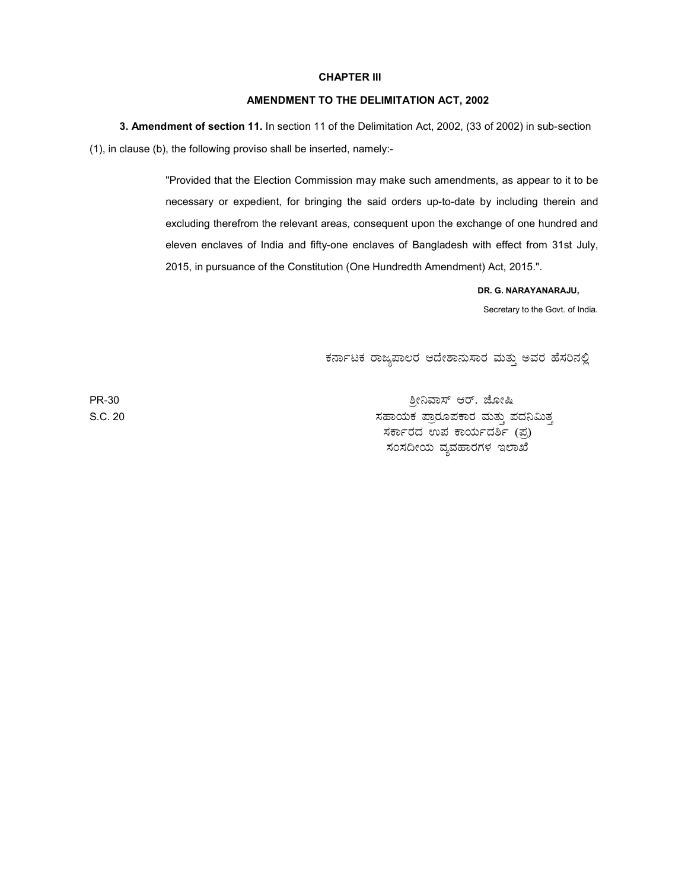## CHAPTER III

## AMENDMENT TO THE DELIMITATION ACT, 2002

**3. Amendment of section 11.** In section 11 of the Delimitation Act, 2002, (33 of 2002) in sub-section (1), in clause (b), the following proviso shall be inserted, namely:-

> "Provided that the Election Commission may make such amendments, as appear to it to be necessary or expedient, for bringing the said orders up-to-date by including therein and excluding therefrom the relevant areas, consequent upon the exchange of one hundred and eleven enclaves of India and fifty-one enclaves of Bangladesh with effect from 31st July, 2015, in pursuance of the Constitution (One Hundredth Amendment) Act, 2015.".

**DR. G. NARAYANARAJU,**
Secretary to the Govt. of India.

ಕರ್ನಾಟಕ ರಾಜ್ಯಪಾಲರ ಆದೇಶಾನುಸಾರ ಮತ್ತು ಅವರ ಹೆಸರಿನಲ್ಲಿ

PR-30
S.C. 20

ಶ್ರೀನಿವಾಸ್ ಆರ್. ಜೋಷಿ
ಸಹಾಯಕ ಪ್ರಾರೂಪಕಾರ ಮತ್ತು ಪದನಿಮಿತ್ತ
ಸರ್ಕಾರದ ಉಪ ಕಾರ್ಯದರ್ಶಿ (ಪ್ರ)
ಸಂಸದೀಯ ವ್ಯವಹಾರಗಳ ಇಲಾಖೆ